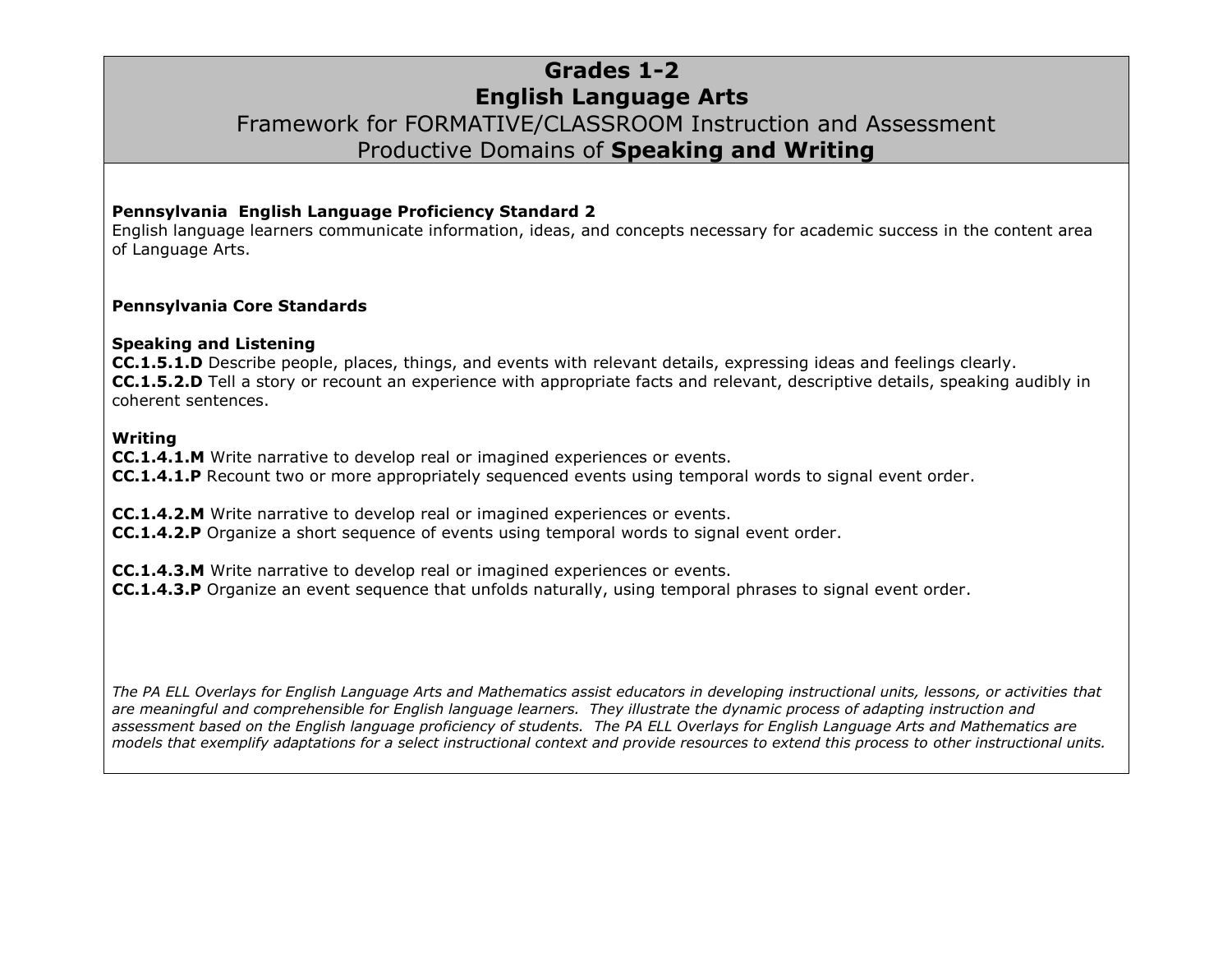# Grades 1-2
# English Language Arts
## Framework for FORMATIVE/CLASSROOM Instruction and Assessment
## Productive Domains of **Speaking and Writing**

**Pennsylvania English Language Proficiency Standard 2**
English language learners communicate information, ideas, and concepts necessary for academic success in the content area of Language Arts.

**Pennsylvania Core Standards**

**Speaking and Listening**
**CC.1.5.1.D** Describe people, places, things, and events with relevant details, expressing ideas and feelings clearly.
**CC.1.5.2.D** Tell a story or recount an experience with appropriate facts and relevant, descriptive details, speaking audibly in coherent sentences.

**Writing**
**CC.1.4.1.M** Write narrative to develop real or imagined experiences or events.
**CC.1.4.1.P** Recount two or more appropriately sequenced events using temporal words to signal event order.

**CC.1.4.2.M** Write narrative to develop real or imagined experiences or events.
**CC.1.4.2.P** Organize a short sequence of events using temporal words to signal event order.

**CC.1.4.3.M** Write narrative to develop real or imagined experiences or events.
**CC.1.4.3.P** Organize an event sequence that unfolds naturally, using temporal phrases to signal event order.

*The PA ELL Overlays for English Language Arts and Mathematics assist educators in developing instructional units, lessons, or activities that are meaningful and comprehensible for English language learners. They illustrate the dynamic process of adapting instruction and assessment based on the English language proficiency of students. The PA ELL Overlays for English Language Arts and Mathematics are models that exemplify adaptations for a select instructional context and provide resources to extend this process to other instructional units.*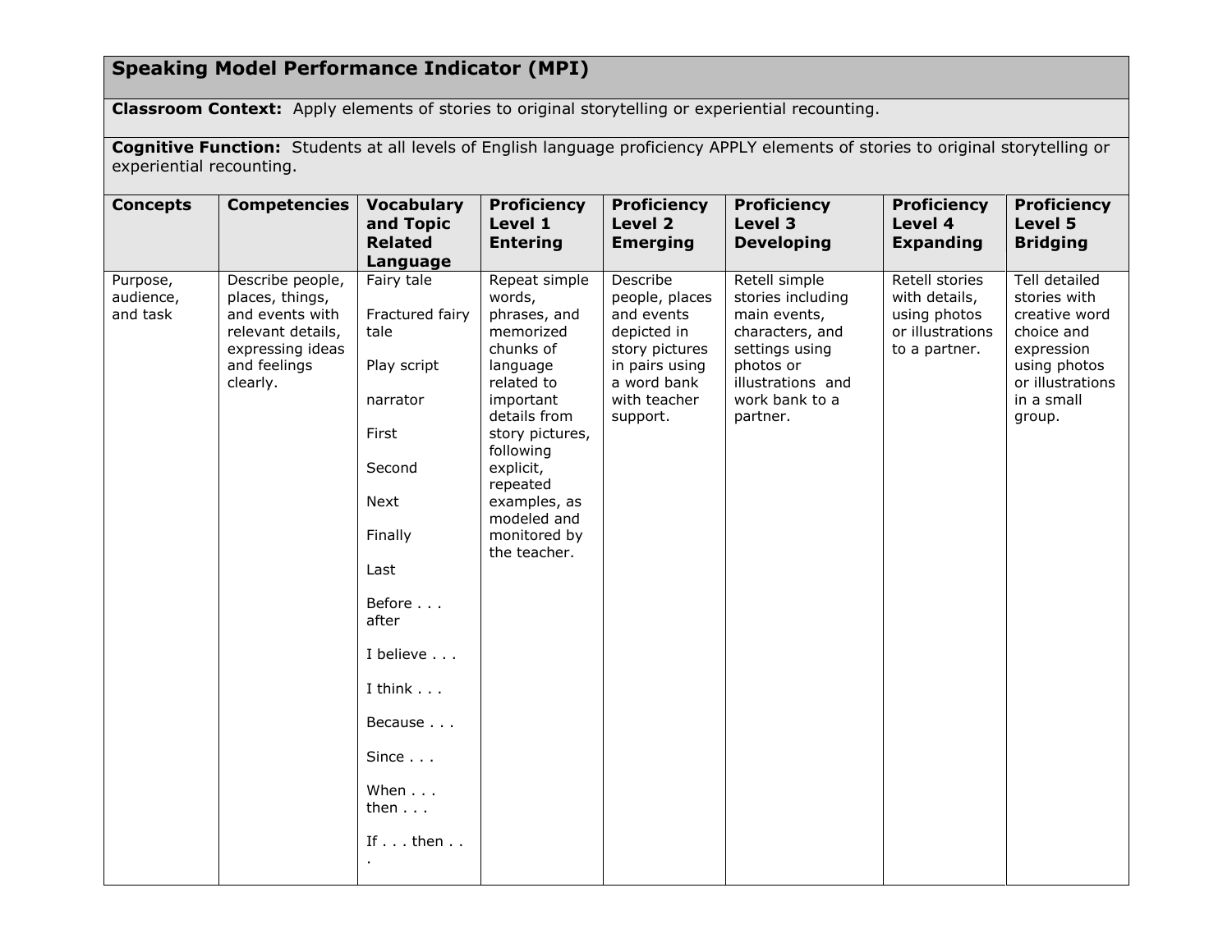## Speaking Model Performance Indicator (MPI)

**Classroom Context:** Apply elements of stories to original storytelling or experiential recounting.

**Cognitive Function:** Students at all levels of English language proficiency APPLY elements of stories to original storytelling or experiential recounting.

| Concepts | Competencies | Vocabulary and Topic Related Language | Proficiency Level 1 Entering | Proficiency Level 2 Emerging | Proficiency Level 3 Developing | Proficiency Level 4 Expanding | Proficiency Level 5 Bridging |
|---|---|---|---|---|---|---|---|
| Purpose, audience, and task | Describe people, places, things, and events with relevant details, expressing ideas and feelings clearly. | Fairy tale<br><br>Fractured fairy tale<br><br>Play script<br><br>narrator<br><br>First<br><br>Second<br><br>Next<br><br>Finally<br><br>Last<br><br>Before . . . after<br><br>I believe . . .<br><br>I think . . .<br><br>Because . . .<br><br>Since . . .<br><br>When . . . then . . .<br><br>If . . . then . . . | Repeat simple words, phrases, and memorized chunks of language related to important details from story pictures, following explicit, repeated examples, as modeled and monitored by the teacher. | Describe people, places and events depicted in story pictures in pairs using a word bank with teacher support. | Retell simple stories including main events, characters, and settings using photos or illustrations and work bank to a partner. | Retell stories with details, using photos or illustrations to a partner. | Tell detailed stories with creative word choice and expression using photos or illustrations in a small group. |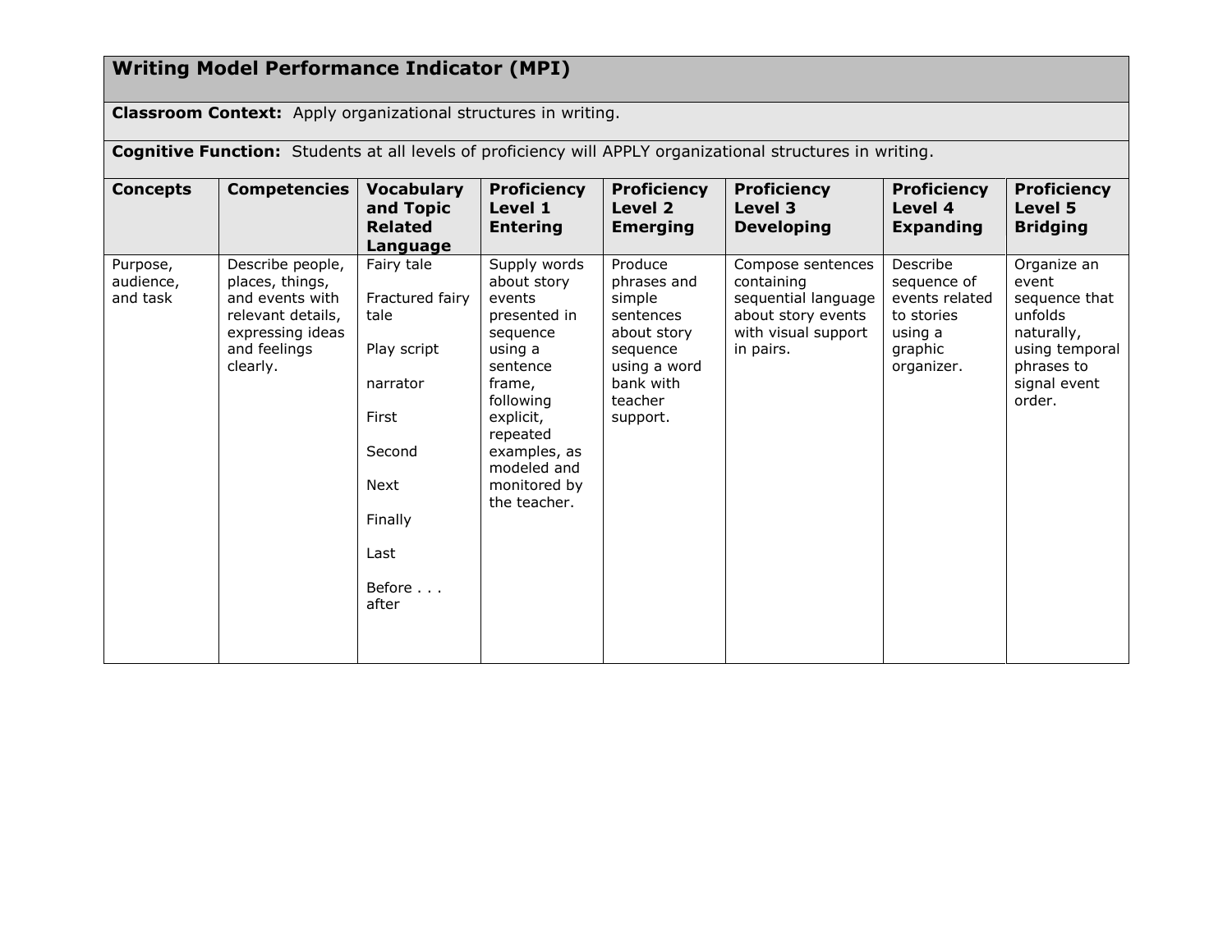## Writing Model Performance Indicator (MPI)

**Classroom Context:** Apply organizational structures in writing.

**Cognitive Function:** Students at all levels of proficiency will APPLY organizational structures in writing.

| Concepts | Competencies | Vocabulary and Topic Related Language | Proficiency Level 1 Entering | Proficiency Level 2 Emerging | Proficiency Level 3 Developing | Proficiency Level 4 Expanding | Proficiency Level 5 Bridging |
|---|---|---|---|---|---|---|---|
| Purpose, audience, and task | Describe people, places, things, and events with relevant details, expressing ideas and feelings clearly. | Fairy tale<br><br>Fractured fairy tale<br><br>Play script<br><br>narrator<br><br>First<br><br>Second<br><br>Next<br><br>Finally<br><br>Last<br><br>Before . . . after | Supply words about story events presented in sequence using a sentence frame, following explicit, repeated examples, as modeled and monitored by the teacher. | Produce phrases and simple sentences about story sequence using a word bank with teacher support. | Compose sentences containing sequential language about story events with visual support in pairs. | Describe sequence of events related to stories using a graphic organizer. | Organize an event sequence that unfolds naturally, using temporal phrases to signal event order. |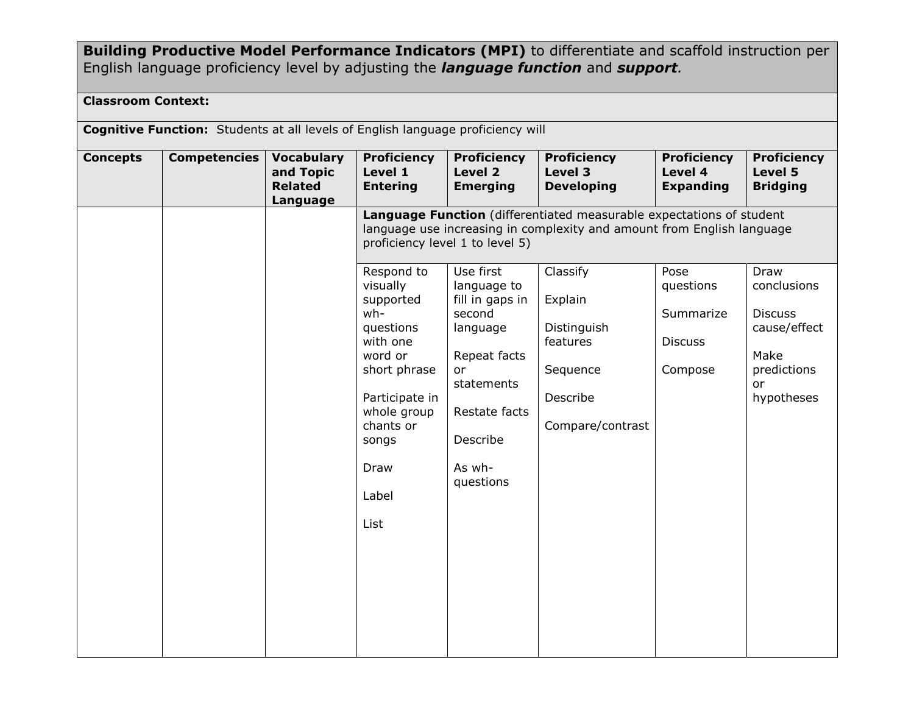**Building Productive Model Performance Indicators (MPI)** to differentiate and scaffold instruction per English language proficiency level by adjusting the ***language function*** and ***support***.

**Classroom Context:**

**Cognitive Function:** Students at all levels of English language proficiency will

| **Concepts** | **Competencies** | **Vocabulary and Topic Related Language** | **Proficiency Level 1 Entering** | **Proficiency Level 2 Emerging** | **Proficiency Level 3 Developing** | **Proficiency Level 4 Expanding** | **Proficiency Level 5 Bridging** |
|---|---|---|---|---|---|---|---|
| | | | **Language Function** (differentiated measurable expectations of student language use increasing in complexity and amount from English language proficiency level 1 to level 5) | | | | |
| | | | Respond to visually supported wh-questions with one word or short phrase<br><br>Participate in whole group chants or songs<br><br>Draw<br><br>Label<br><br>List | Use first language to fill in gaps in second language<br><br>Repeat facts or statements<br><br>Restate facts<br><br>Describe<br><br>As wh-questions | Classify<br><br>Explain<br><br>Distinguish features<br><br>Sequence<br><br>Describe<br><br>Compare/contrast | Pose questions<br><br>Summarize<br><br>Discuss<br><br>Compose | Draw conclusions<br><br>Discuss cause/effect<br><br>Make predictions or hypotheses |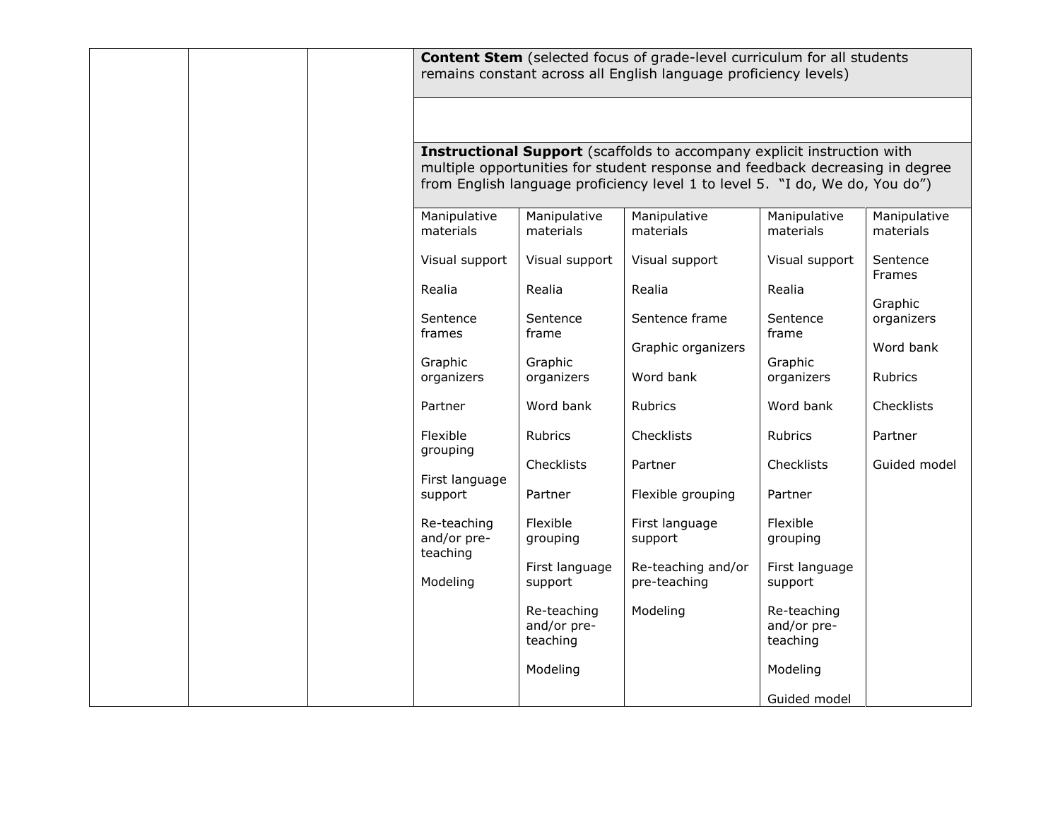| | | | | | | | |
|---|---|---|---|---|---|---|---|
| | | | **Content Stem** (selected focus of grade-level curriculum for all students remains constant across all English language proficiency levels) | | | | |
| | | | | | | | |
| | | | **Instructional Support** (scaffolds to accompany explicit instruction with multiple opportunities for student response and feedback decreasing in degree from English language proficiency level 1 to level 5. "I do, We do, You do") | | | | |
| | | | Manipulative materials<br><br>Visual support<br><br>Realia<br><br>Sentence frames<br><br>Graphic organizers<br><br>Partner<br><br>Flexible grouping<br><br>First language support<br><br>Re-teaching and/or pre-teaching<br><br>Modeling | Manipulative materials<br><br>Visual support<br><br>Realia<br><br>Sentence frame<br><br>Graphic organizers<br><br>Word bank<br><br>Rubrics<br><br>Checklists<br><br>Partner<br><br>Flexible grouping<br><br>First language support<br><br>Re-teaching and/or pre-teaching<br><br>Modeling | Manipulative materials<br><br>Visual support<br><br>Realia<br><br>Sentence frame<br><br>Graphic organizers<br><br>Word bank<br><br>Rubrics<br><br>Checklists<br><br>Partner<br><br>Flexible grouping<br><br>First language support<br><br>Re-teaching and/or pre-teaching<br><br>Modeling | Manipulative materials<br><br>Visual support<br><br>Realia<br><br>Sentence frame<br><br>Graphic organizers<br><br>Word bank<br><br>Rubrics<br><br>Checklists<br><br>Partner<br><br>Flexible grouping<br><br>First language support<br><br>Re-teaching and/or pre-teaching<br><br>Modeling<br><br>Guided model | Manipulative materials<br><br>Sentence Frames<br><br>Graphic organizers<br><br>Word bank<br><br>Rubrics<br><br>Checklists<br><br>Partner<br><br>Guided model |